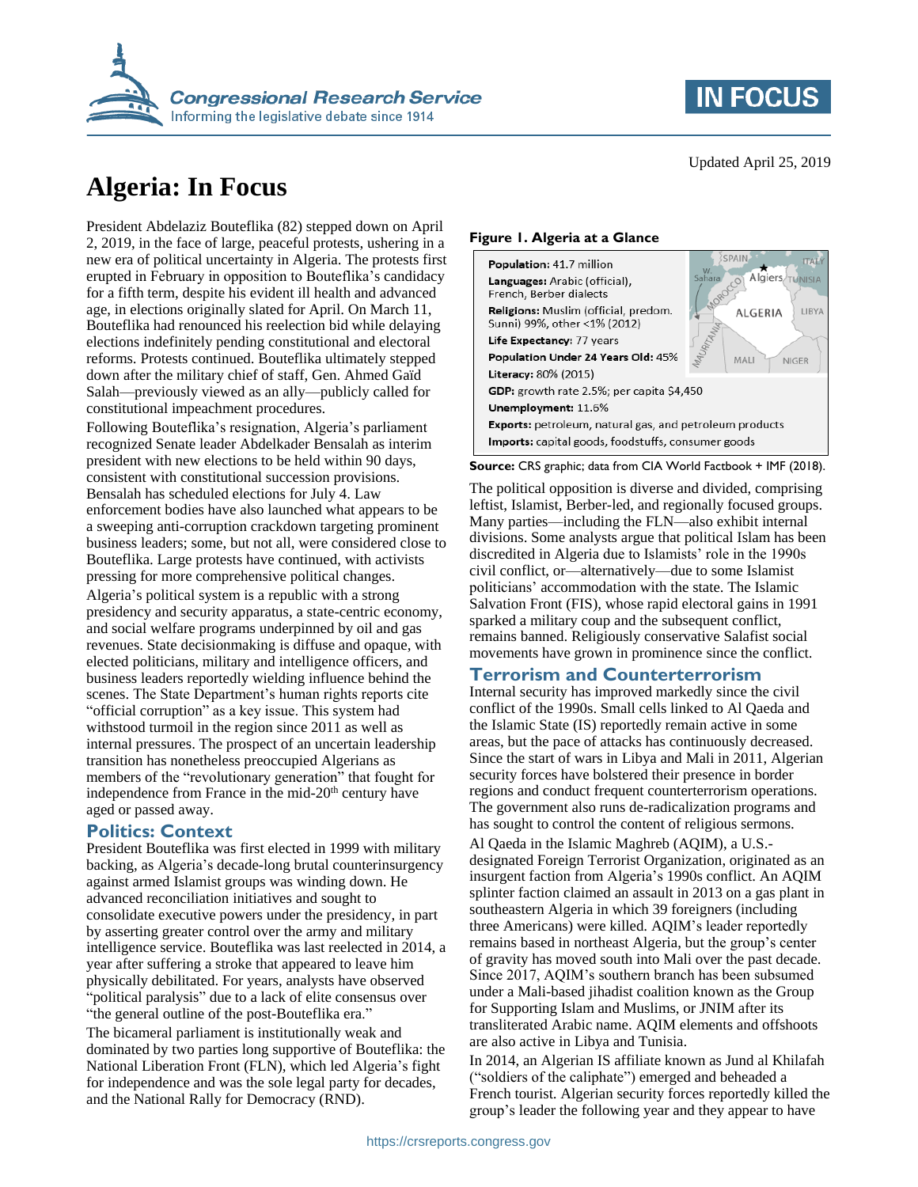# Algeria: In Focus

Updated April 25, 2019

President Abdelaziz Bouteflika (82) stepped down on April 2, 2019, in the face of large, peaceful protests, ushering in a new era of political uncertainty in Algeria. The protests first erupted in February in opposition to Bouteflika's candidacy for a fifth term, despite his evident ill health and advanced age, in elections originally slated for April. On March 11, Bouteflika had renounced his reelection bid while delaying elections indefinitely pending constitutional and electoral reforms. Protests continued. Bouteflika ultimately stepped down after the military chief of staff, Gen. Ahmed Gaïd Salah—previously viewed as an ally—publicly called for constitutional impeachment procedures.

Following Bouteflika's resignation, Algeria's parliament recognized Senate leader Abdelkader Bensalah as interim president with new elections to be held within 90 days, consistent with constitutional succession provisions. Bensalah has scheduled elections for July 4. Law enforcement bodies have also launched what appears to be a sweeping anti-corruption crackdown targeting prominent business leaders; some, but not all, were considered close to Bouteflika. Large protests have continued, with activists pressing for more comprehensive political changes.

Algeria's political system is a republic with a strong presidency and security apparatus, a state-centric economy, and social welfare programs underpinned by oil and gas revenues. State decisionmaking is diffuse and opaque, with elected politicians, military and intelligence officers, and business leaders reportedly wielding influence behind the scenes. The State Department's human rights reports cite "official corruption" as a key issue. This system had withstood turmoil in the region since 2011 as well as internal pressures. The prospect of an uncertain leadership transition has nonetheless preoccupied Algerians as members of the "revolutionary generation" that fought for independence from France in the mid-20th century have aged or passed away.

## Politics: Context

President Bouteflika was first elected in 1999 with military backing, as Algeria's decade-long brutal counterinsurgency against armed Islamist groups was winding down. He advanced reconciliation initiatives and sought to consolidate executive powers under the presidency, in part by asserting greater control over the army and military intelligence service. Bouteflika was last reelected in 2014, a year after suffering a stroke that appeared to leave him physically debilitated. For years, analysts have observed "political paralysis" due to a lack of elite consensus over "the general outline of the post-Bouteflika era."

The bicameral parliament is institutionally weak and dominated by two parties long supportive of Bouteflika: the National Liberation Front (FLN), which led Algeria's fight for independence and was the sole legal party for decades, and the National Rally for Democracy (RND).

**Figure 1. Algeria at a Glance**

**Population:** 41.7 million
**Languages:** Arabic (official), French, Berber dialects
**Religions:** Muslim (official, predom. Sunni) 99%, other <1% (2012)
**Life Expectancy:** 77 years
**Population Under 24 Years Old:** 45%
**Literacy:** 80% (2015)
**GDP:** growth rate 2.5%; per capita $4,450
**Unemployment:** 11.6%
**Exports:** petroleum, natural gas, and petroleum products
**Imports:** capital goods, foodstuffs, consumer goods

**Source:** CRS graphic; data from CIA World Factbook + IMF (2018).

The political opposition is diverse and divided, comprising leftist, Islamist, Berber-led, and regionally focused groups. Many parties—including the FLN—also exhibit internal divisions. Some analysts argue that political Islam has been discredited in Algeria due to Islamists' role in the 1990s civil conflict, or—alternatively—due to some Islamist politicians' accommodation with the state. The Islamic Salvation Front (FIS), whose rapid electoral gains in 1991 sparked a military coup and the subsequent conflict, remains banned. Religiously conservative Salafist social movements have grown in prominence since the conflict.

## Terrorism and Counterterrorism

Internal security has improved markedly since the civil conflict of the 1990s. Small cells linked to Al Qaeda and the Islamic State (IS) reportedly remain active in some areas, but the pace of attacks has continuously decreased. Since the start of wars in Libya and Mali in 2011, Algerian security forces have bolstered their presence in border regions and conduct frequent counterterrorism operations. The government also runs de-radicalization programs and has sought to control the content of religious sermons.

Al Qaeda in the Islamic Maghreb (AQIM), a U.S.-designated Foreign Terrorist Organization, originated as an insurgent faction from Algeria's 1990s conflict. An AQIM splinter faction claimed an assault in 2013 on a gas plant in southeastern Algeria in which 39 foreigners (including three Americans) were killed. AQIM's leader reportedly remains based in northeast Algeria, but the group's center of gravity has moved south into Mali over the past decade. Since 2017, AQIM's southern branch has been subsumed under a Mali-based jihadist coalition known as the Group for Supporting Islam and Muslims, or JNIM after its transliterated Arabic name. AQIM elements and offshoots are also active in Libya and Tunisia.

In 2014, an Algerian IS affiliate known as Jund al Khilafah ("soldiers of the caliphate") emerged and beheaded a French tourist. Algerian security forces reportedly killed the group's leader the following year and they appear to have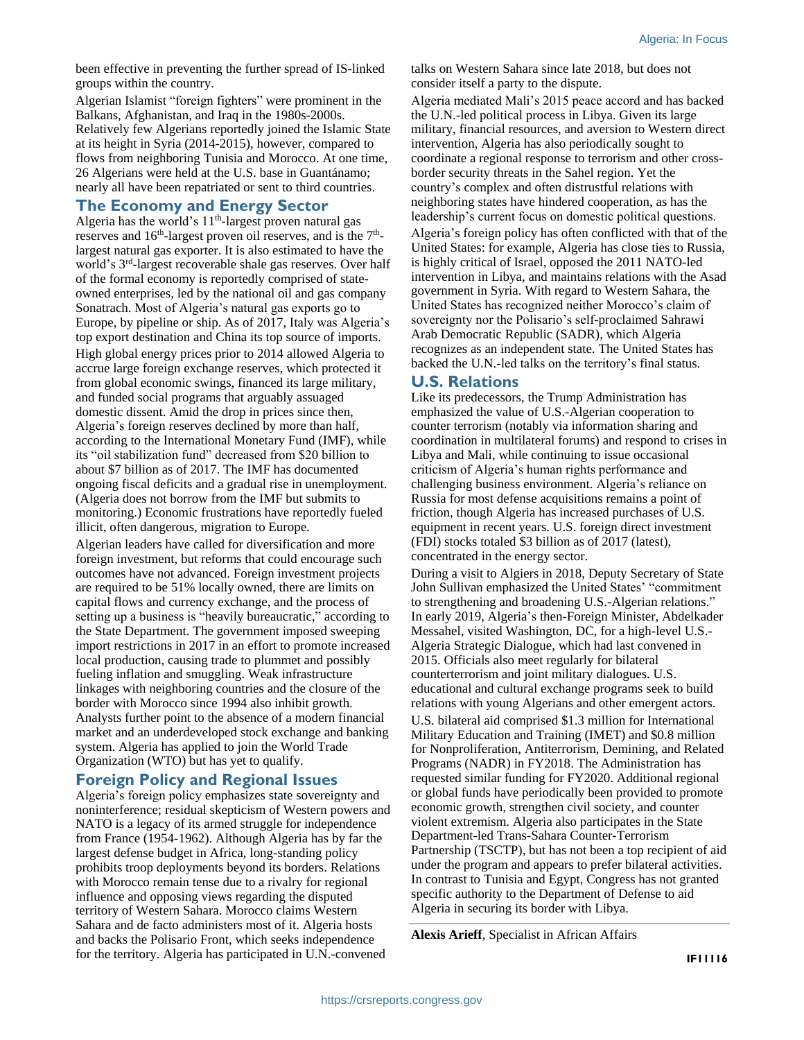been effective in preventing the further spread of IS-linked groups within the country.

Algerian Islamist "foreign fighters" were prominent in the Balkans, Afghanistan, and Iraq in the 1980s-2000s. Relatively few Algerians reportedly joined the Islamic State at its height in Syria (2014-2015), however, compared to flows from neighboring Tunisia and Morocco. At one time, 26 Algerians were held at the U.S. base in Guantánamo; nearly all have been repatriated or sent to third countries.

## The Economy and Energy Sector

Algeria has the world's 11th-largest proven natural gas reserves and 16th-largest proven oil reserves, and is the 7th-largest natural gas exporter. It is also estimated to have the world's 3rd-largest recoverable shale gas reserves. Over half of the formal economy is reportedly comprised of state-owned enterprises, led by the national oil and gas company Sonatrach. Most of Algeria's natural gas exports go to Europe, by pipeline or ship. As of 2017, Italy was Algeria's top export destination and China its top source of imports.

High global energy prices prior to 2014 allowed Algeria to accrue large foreign exchange reserves, which protected it from global economic swings, financed its large military, and funded social programs that arguably assuaged domestic dissent. Amid the drop in prices since then, Algeria's foreign reserves declined by more than half, according to the International Monetary Fund (IMF), while its "oil stabilization fund" decreased from $20 billion to about $7 billion as of 2017. The IMF has documented ongoing fiscal deficits and a gradual rise in unemployment. (Algeria does not borrow from the IMF but submits to monitoring.) Economic frustrations have reportedly fueled illicit, often dangerous, migration to Europe.

Algerian leaders have called for diversification and more foreign investment, but reforms that could encourage such outcomes have not advanced. Foreign investment projects are required to be 51% locally owned, there are limits on capital flows and currency exchange, and the process of setting up a business is "heavily bureaucratic," according to the State Department. The government imposed sweeping import restrictions in 2017 in an effort to promote increased local production, causing trade to plummet and possibly fueling inflation and smuggling. Weak infrastructure linkages with neighboring countries and the closure of the border with Morocco since 1994 also inhibit growth. Analysts further point to the absence of a modern financial market and an underdeveloped stock exchange and banking system. Algeria has applied to join the World Trade Organization (WTO) but has yet to qualify.

## Foreign Policy and Regional Issues

Algeria's foreign policy emphasizes state sovereignty and noninterference; residual skepticism of Western powers and NATO is a legacy of its armed struggle for independence from France (1954-1962). Although Algeria has by far the largest defense budget in Africa, long-standing policy prohibits troop deployments beyond its borders. Relations with Morocco remain tense due to a rivalry for regional influence and opposing views regarding the disputed territory of Western Sahara. Morocco claims Western Sahara and de facto administers most of it. Algeria hosts and backs the Polisario Front, which seeks independence for the territory. Algeria has participated in U.N.-convened talks on Western Sahara since late 2018, but does not consider itself a party to the dispute.

Algeria mediated Mali's 2015 peace accord and has backed the U.N.-led political process in Libya. Given its large military, financial resources, and aversion to Western direct intervention, Algeria has also periodically sought to coordinate a regional response to terrorism and other cross-border security threats in the Sahel region. Yet the country's complex and often distrustful relations with neighboring states have hindered cooperation, as has the leadership's current focus on domestic political questions.

Algeria's foreign policy has often conflicted with that of the United States: for example, Algeria has close ties to Russia, is highly critical of Israel, opposed the 2011 NATO-led intervention in Libya, and maintains relations with the Asad government in Syria. With regard to Western Sahara, the United States has recognized neither Morocco's claim of sovereignty nor the Polisario's self-proclaimed Sahrawi Arab Democratic Republic (SADR), which Algeria recognizes as an independent state. The United States has backed the U.N.-led talks on the territory's final status.

## U.S. Relations

Like its predecessors, the Trump Administration has emphasized the value of U.S.-Algerian cooperation to counter terrorism (notably via information sharing and coordination in multilateral forums) and respond to crises in Libya and Mali, while continuing to issue occasional criticism of Algeria's human rights performance and challenging business environment. Algeria's reliance on Russia for most defense acquisitions remains a point of friction, though Algeria has increased purchases of U.S. equipment in recent years. U.S. foreign direct investment (FDI) stocks totaled $3 billion as of 2017 (latest), concentrated in the energy sector.

During a visit to Algiers in 2018, Deputy Secretary of State John Sullivan emphasized the United States' "commitment to strengthening and broadening U.S.-Algerian relations." In early 2019, Algeria's then-Foreign Minister, Abdelkader Messahel, visited Washington, DC, for a high-level U.S.-Algeria Strategic Dialogue, which had last convened in 2015. Officials also meet regularly for bilateral counterterrorism and joint military dialogues. U.S. educational and cultural exchange programs seek to build relations with young Algerians and other emergent actors.

U.S. bilateral aid comprised $1.3 million for International Military Education and Training (IMET) and $0.8 million for Nonproliferation, Antiterrorism, Demining, and Related Programs (NADR) in FY2018. The Administration has requested similar funding for FY2020. Additional regional or global funds have periodically been provided to promote economic growth, strengthen civil society, and counter violent extremism. Algeria also participates in the State Department-led Trans-Sahara Counter-Terrorism Partnership (TSCTP), but has not been a top recipient of aid under the program and appears to prefer bilateral activities. In contrast to Tunisia and Egypt, Congress has not granted specific authority to the Department of Defense to aid Algeria in securing its border with Libya.

---

**Alexis Arieff**, Specialist in African Affairs

IF11116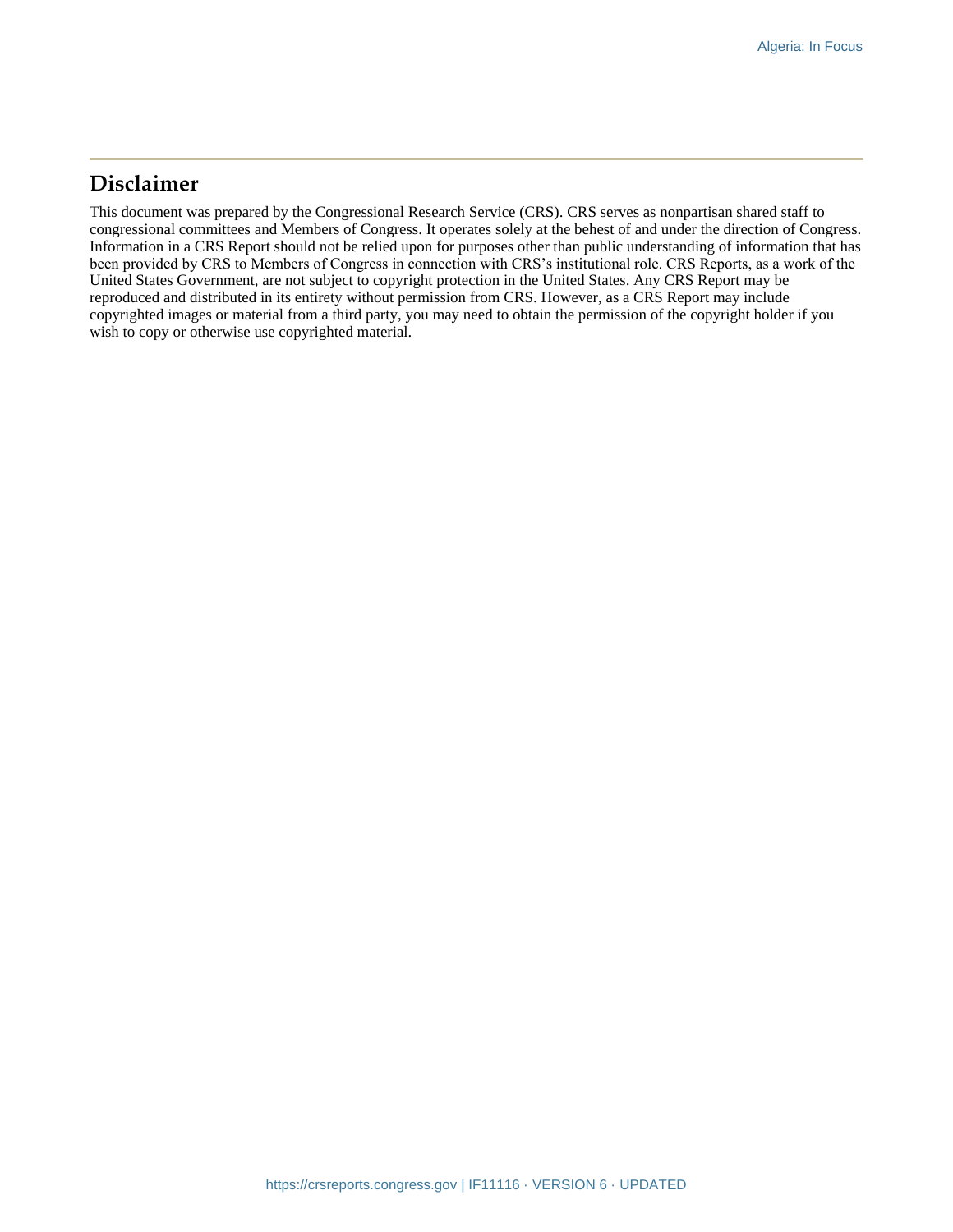## Disclaimer

This document was prepared by the Congressional Research Service (CRS). CRS serves as nonpartisan shared staff to congressional committees and Members of Congress. It operates solely at the behest of and under the direction of Congress. Information in a CRS Report should not be relied upon for purposes other than public understanding of information that has been provided by CRS to Members of Congress in connection with CRS's institutional role. CRS Reports, as a work of the United States Government, are not subject to copyright protection in the United States. Any CRS Report may be reproduced and distributed in its entirety without permission from CRS. However, as a CRS Report may include copyrighted images or material from a third party, you may need to obtain the permission of the copyright holder if you wish to copy or otherwise use copyrighted material.